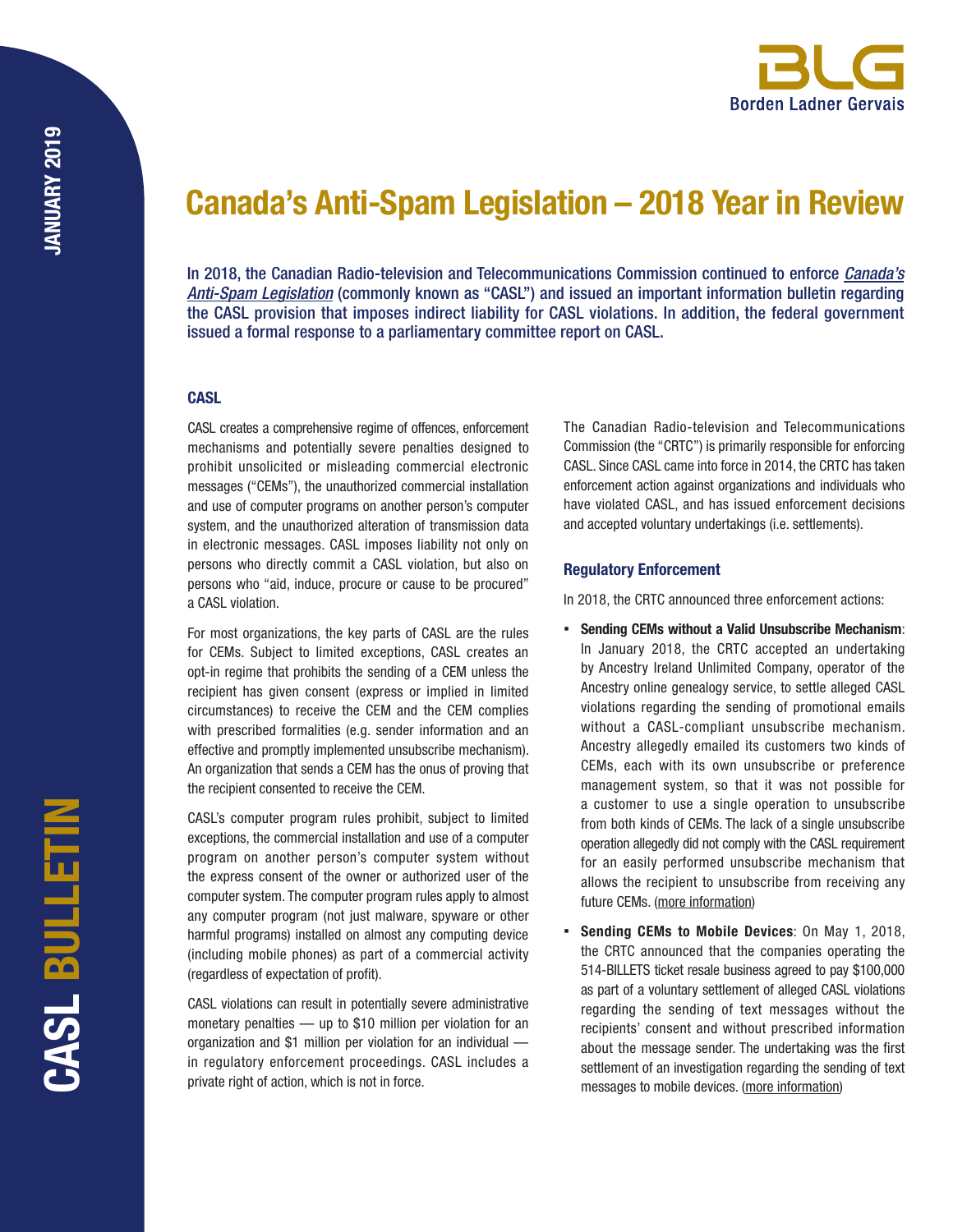# Canada's Anti-Spam Legislation – 2018 Year in Review

In 2018, the Canadian Radio-television and Telecommunications Commission continued to enforce *Canada's Anti-Spam Legislation* (commonly known as "CASL") and issued an important information bulletin regarding the CASL provision that imposes indirect liability for CASL violations. In addition, the federal government issued a formal response to a parliamentary committee report on CASL.

### CASL

CASL creates a comprehensive regime of offences, enforcement mechanisms and potentially severe penalties designed to prohibit unsolicited or misleading commercial electronic messages ("CEMs"), the unauthorized commercial installation and use of computer programs on another person's computer system, and the unauthorized alteration of transmission data in electronic messages. CASL imposes liability not only on persons who directly commit a CASL violation, but also on persons who "aid, induce, procure or cause to be procured" a CASL violation.

For most organizations, the key parts of CASL are the rules for CEMs. Subject to limited exceptions, CASL creates an opt-in regime that prohibits the sending of a CEM unless the recipient has given consent (express or implied in limited circumstances) to receive the CEM and the CEM complies with prescribed formalities (e.g. sender information and an effective and promptly implemented unsubscribe mechanism). An organization that sends a CEM has the onus of proving that the recipient consented to receive the CEM.

CASL's computer program rules prohibit, subject to limited exceptions, the commercial installation and use of a computer program on another person's computer system without the express consent of the owner or authorized user of the computer system. The computer program rules apply to almost any computer program (not just malware, spyware or other harmful programs) installed on almost any computing device (including mobile phones) as part of a commercial activity (regardless of expectation of profit).

CASL violations can result in potentially severe administrative monetary penalties — up to $10 million per violation for an organization and $1 million per violation for an individual — in regulatory enforcement proceedings. CASL includes a private right of action, which is not in force.

The Canadian Radio-television and Telecommunications Commission (the "CRTC") is primarily responsible for enforcing CASL. Since CASL came into force in 2014, the CRTC has taken enforcement action against organizations and individuals who have violated CASL, and has issued enforcement decisions and accepted voluntary undertakings (i.e. settlements).

### Regulatory Enforcement

In 2018, the CRTC announced three enforcement actions:

- **Sending CEMs without a Valid Unsubscribe Mechanism**: In January 2018, the CRTC accepted an undertaking by Ancestry Ireland Unlimited Company, operator of the Ancestry online genealogy service, to settle alleged CASL violations regarding the sending of promotional emails without a CASL-compliant unsubscribe mechanism. Ancestry allegedly emailed its customers two kinds of CEMs, each with its own unsubscribe or preference management system, so that it was not possible for a customer to use a single operation to unsubscribe from both kinds of CEMs. The lack of a single unsubscribe operation allegedly did not comply with the CASL requirement for an easily performed unsubscribe mechanism that allows the recipient to unsubscribe from receiving any future CEMs. (more information)
- **Sending CEMs to Mobile Devices**: On May 1, 2018, the CRTC announced that the companies operating the 514-BILLETS ticket resale business agreed to pay $100,000 as part of a voluntary settlement of alleged CASL violations regarding the sending of text messages without the recipients' consent and without prescribed information about the message sender. The undertaking was the first settlement of an investigation regarding the sending of text messages to mobile devices. (more information)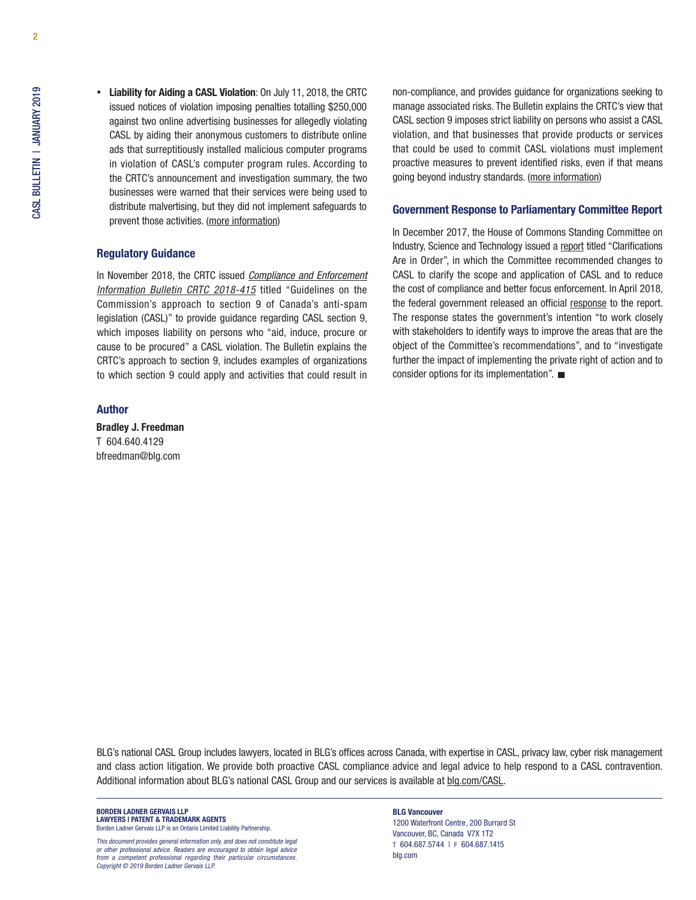- **Liability for Aiding a CASL Violation**: On July 11, 2018, the CRTC issued notices of violation imposing penalties totalling $250,000 against two online advertising businesses for allegedly violating CASL by aiding their anonymous customers to distribute online ads that surreptitiously installed malicious computer programs in violation of CASL's computer program rules. According to the CRTC's announcement and investigation summary, the two businesses were warned that their services were being used to distribute malvertising, but they did not implement safeguards to prevent those activities. (more information)

### Regulatory Guidance

In November 2018, the CRTC issued *Compliance and Enforcement Information Bulletin CRTC 2018-415* titled "Guidelines on the Commission's approach to section 9 of Canada's anti-spam legislation (CASL)" to provide guidance regarding CASL section 9, which imposes liability on persons who "aid, induce, procure or cause to be procured" a CASL violation. The Bulletin explains the CRTC's approach to section 9, includes examples of organizations to which section 9 could apply and activities that could result in non-compliance, and provides guidance for organizations seeking to manage associated risks. The Bulletin explains the CRTC's view that CASL section 9 imposes strict liability on persons who assist a CASL violation, and that businesses that provide products or services that could be used to commit CASL violations must implement proactive measures to prevent identified risks, even if that means going beyond industry standards. (more information)

### Government Response to Parliamentary Committee Report

In December 2017, the House of Commons Standing Committee on Industry, Science and Technology issued a report titled "Clarifications Are in Order", in which the Committee recommended changes to CASL to clarify the scope and application of CASL and to reduce the cost of compliance and better focus enforcement. In April 2018, the federal government released an official response to the report. The response states the government's intention "to work closely with stakeholders to identify ways to improve the areas that are the object of the Committee's recommendations", and to "investigate further the impact of implementing the private right of action and to consider options for its implementation". ■

### Author

**Bradley J. Freedman**
T 604.640.4129
bfreedman@blg.com

BLG's national CASL Group includes lawyers, located in BLG's offices across Canada, with expertise in CASL, privacy law, cyber risk management and class action litigation. We provide both proactive CASL compliance advice and legal advice to help respond to a CASL contravention. Additional information about BLG's national CASL Group and our services is available at blg.com/CASL.

**BORDEN LADNER GERVAIS LLP**
**LAWYERS | PATENT & TRADEMARK AGENTS**
Borden Ladner Gervais LLP is an Ontario Limited Liability Partnership.

*This document provides general information only, and does not constitute legal or other professional advice. Readers are encouraged to obtain legal advice from a competent professional regarding their particular circumstances. Copyright © 2019 Borden Ladner Gervais LLP.*

**BLG Vancouver**
1200 Waterfront Centre, 200 Burrard St
Vancouver, BC, Canada V7X 1T2
T 604.687.5744 | F 604.687.1415
blg.com